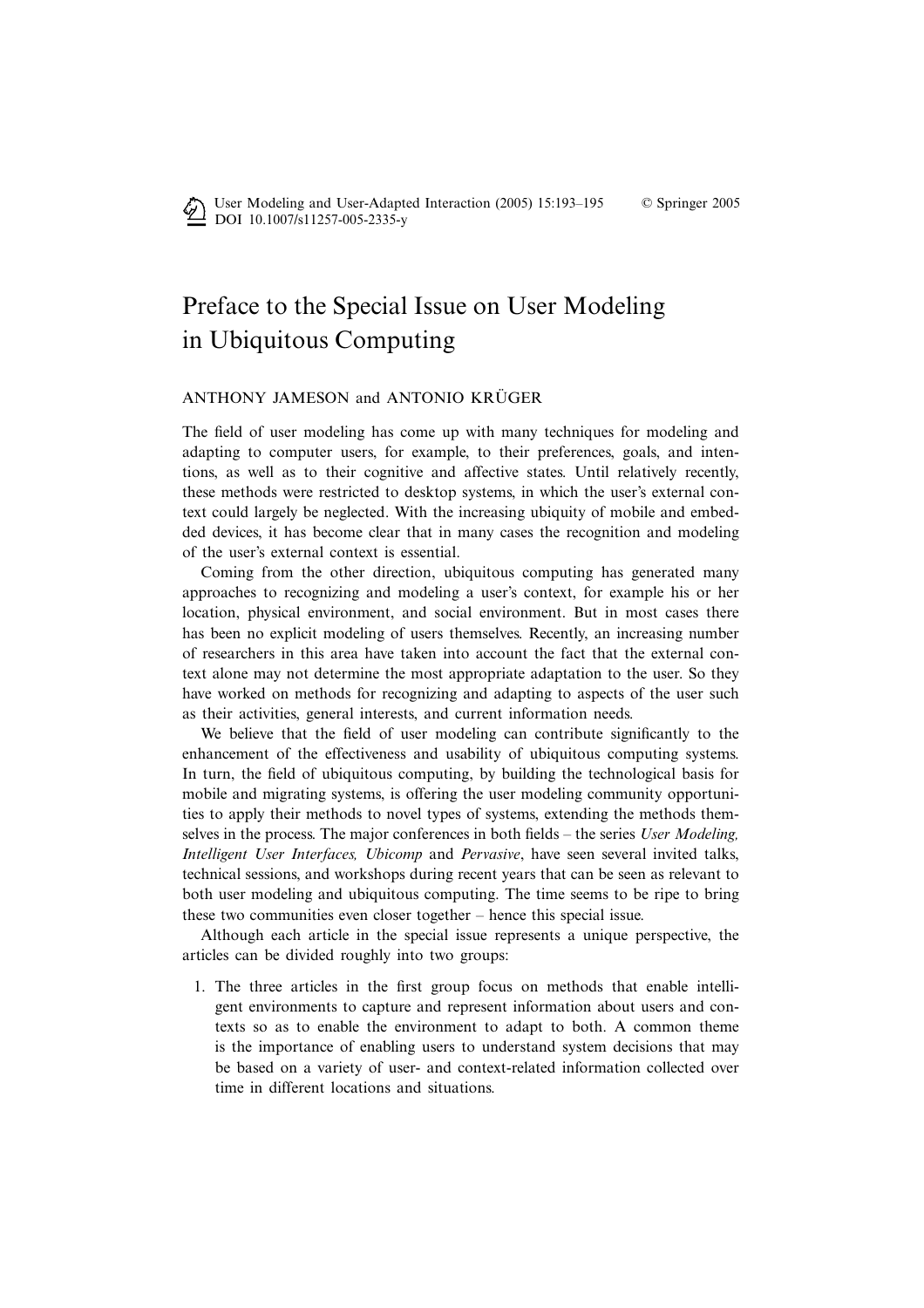# Preface to the Special Issue on User Modeling in Ubiquitous Computing

ANTHONY JAMESON and ANTONIO KRÜGER

The field of user modeling has come up with many techniques for modeling and adapting to computer users, for example, to their preferences, goals, and intentions, as well as to their cognitive and affective states. Until relatively recently, these methods were restricted to desktop systems, in which the user's external context could largely be neglected. With the increasing ubiquity of mobile and embedded devices, it has become clear that in many cases the recognition and modeling of the user's external context is essential.

Coming from the other direction, ubiquitous computing has generated many approaches to recognizing and modeling a user's context, for example his or her location, physical environment, and social environment. But in most cases there has been no explicit modeling of users themselves. Recently, an increasing number of researchers in this area have taken into account the fact that the external context alone may not determine the most appropriate adaptation to the user. So they have worked on methods for recognizing and adapting to aspects of the user such as their activities, general interests, and current information needs.

We believe that the field of user modeling can contribute significantly to the enhancement of the effectiveness and usability of ubiquitous computing systems. In turn, the field of ubiquitous computing, by building the technological basis for mobile and migrating systems, is offering the user modeling community opportunities to apply their methods to novel types of systems, extending the methods themselves in the process. The major conferences in both fields – the series *User Modeling, Intelligent User Interfaces, Ubicomp* and *Pervasive*, have seen several invited talks, technical sessions, and workshops during recent years that can be seen as relevant to both user modeling and ubiquitous computing. The time seems to be ripe to bring these two communities even closer together – hence this special issue.

Although each article in the special issue represents a unique perspective, the articles can be divided roughly into two groups:

1. The three articles in the first group focus on methods that enable intelligent environments to capture and represent information about users and contexts so as to enable the environment to adapt to both. A common theme is the importance of enabling users to understand system decisions that may be based on a variety of user- and context-related information collected over time in different locations and situations.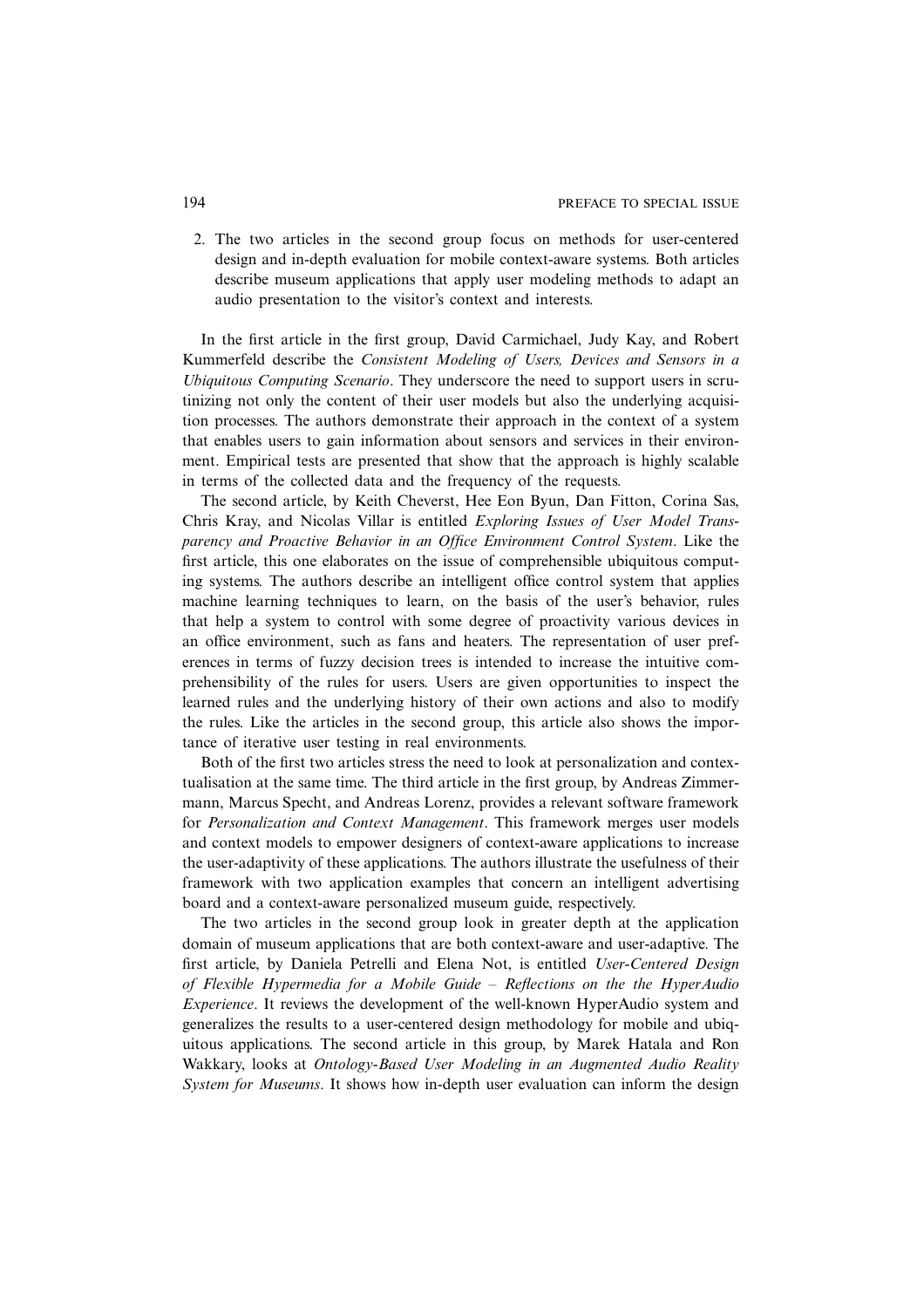2. The two articles in the second group focus on methods for user-centered design and in-depth evaluation for mobile context-aware systems. Both articles describe museum applications that apply user modeling methods to adapt an audio presentation to the visitor's context and interests.

In the first article in the first group, David Carmichael, Judy Kay, and Robert Kummerfeld describe the *Consistent Modeling of Users, Devices and Sensors in a Ubiquitous Computing Scenario*. They underscore the need to support users in scrutinizing not only the content of their user models but also the underlying acquisition processes. The authors demonstrate their approach in the context of a system that enables users to gain information about sensors and services in their environment. Empirical tests are presented that show that the approach is highly scalable in terms of the collected data and the frequency of the requests.

The second article, by Keith Cheverst, Hee Eon Byun, Dan Fitton, Corina Sas, Chris Kray, and Nicolas Villar is entitled *Exploring Issues of User Model Transparency and Proactive Behavior in an Office Environment Control System*. Like the first article, this one elaborates on the issue of comprehensible ubiquitous computing systems. The authors describe an intelligent office control system that applies machine learning techniques to learn, on the basis of the user's behavior, rules that help a system to control with some degree of proactivity various devices in an office environment, such as fans and heaters. The representation of user preferences in terms of fuzzy decision trees is intended to increase the intuitive comprehensibility of the rules for users. Users are given opportunities to inspect the learned rules and the underlying history of their own actions and also to modify the rules. Like the articles in the second group, this article also shows the importance of iterative user testing in real environments.

Both of the first two articles stress the need to look at personalization and contextualisation at the same time. The third article in the first group, by Andreas Zimmermann, Marcus Specht, and Andreas Lorenz, provides a relevant software framework for *Personalization and Context Management*. This framework merges user models and context models to empower designers of context-aware applications to increase the user-adaptivity of these applications. The authors illustrate the usefulness of their framework with two application examples that concern an intelligent advertising board and a context-aware personalized museum guide, respectively.

The two articles in the second group look in greater depth at the application domain of museum applications that are both context-aware and user-adaptive. The first article, by Daniela Petrelli and Elena Not, is entitled *User-Centered Design of Flexible Hypermedia for a Mobile Guide – Reflections on the the HyperAudio Experience*. It reviews the development of the well-known HyperAudio system and generalizes the results to a user-centered design methodology for mobile and ubiquitous applications. The second article in this group, by Marek Hatala and Ron Wakkary, looks at *Ontology-Based User Modeling in an Augmented Audio Reality System for Museums*. It shows how in-depth user evaluation can inform the design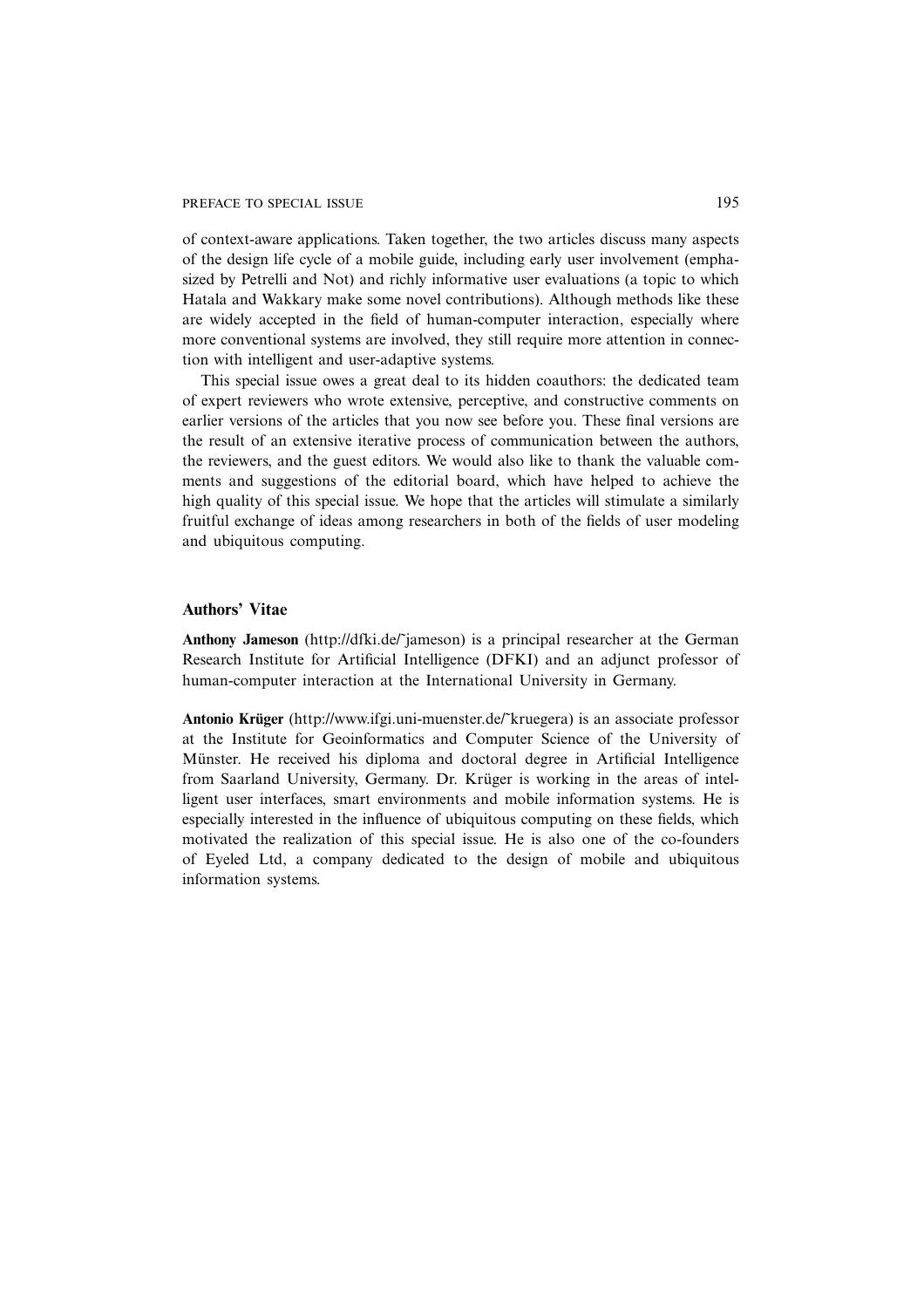of context-aware applications. Taken together, the two articles discuss many aspects of the design life cycle of a mobile guide, including early user involvement (emphasized by Petrelli and Not) and richly informative user evaluations (a topic to which Hatala and Wakkary make some novel contributions). Although methods like these are widely accepted in the field of human-computer interaction, especially where more conventional systems are involved, they still require more attention in connection with intelligent and user-adaptive systems.

This special issue owes a great deal to its hidden coauthors: the dedicated team of expert reviewers who wrote extensive, perceptive, and constructive comments on earlier versions of the articles that you now see before you. These final versions are the result of an extensive iterative process of communication between the authors, the reviewers, and the guest editors. We would also like to thank the valuable comments and suggestions of the editorial board, which have helped to achieve the high quality of this special issue. We hope that the articles will stimulate a similarly fruitful exchange of ideas among researchers in both of the fields of user modeling and ubiquitous computing.

## Authors' Vitae

**Anthony Jameson** (http://dfki.de/˜jameson) is a principal researcher at the German Research Institute for Artificial Intelligence (DFKI) and an adjunct professor of human-computer interaction at the International University in Germany.

**Antonio Krüger** (http://www.ifgi.uni-muenster.de/˜kruegera) is an associate professor at the Institute for Geoinformatics and Computer Science of the University of Münster. He received his diploma and doctoral degree in Artificial Intelligence from Saarland University, Germany. Dr. Krüger is working in the areas of intelligent user interfaces, smart environments and mobile information systems. He is especially interested in the influence of ubiquitous computing on these fields, which motivated the realization of this special issue. He is also one of the co-founders of Eyeled Ltd, a company dedicated to the design of mobile and ubiquitous information systems.